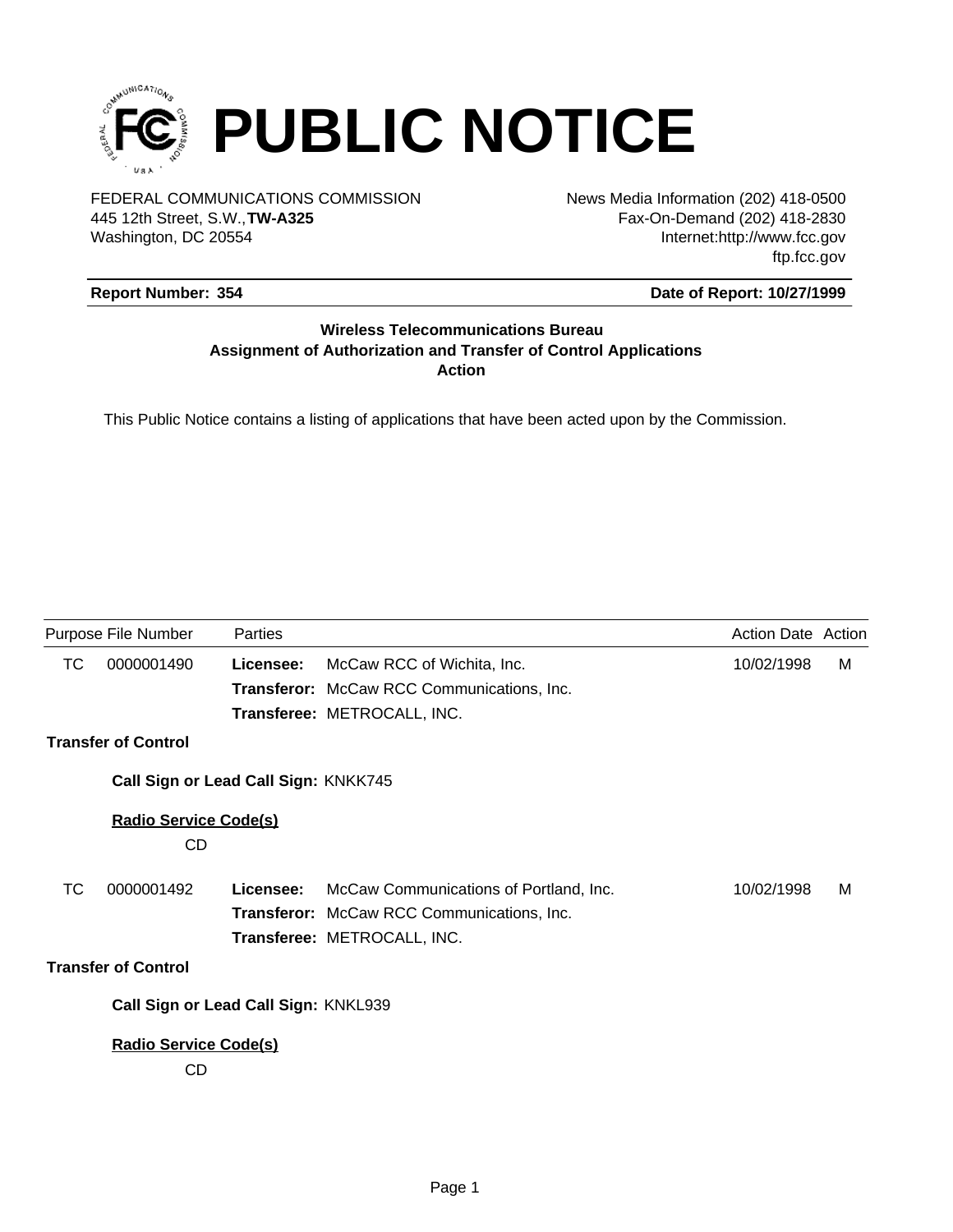# PUBLIC NOTICE

FEDERAL COMMUNICATIONS COMMISSION
445 12th Street, S.W.,**TW-A325**
Washington, DC 20554

News Media Information (202) 418-0500
Fax-On-Demand (202) 418-2830
Internet:http://www.fcc.gov
ftp.fcc.gov

**Report Number: 354** **Date of Report: 10/27/1999**

### Wireless Telecommunications Bureau
### Assignment of Authorization and Transfer of Control Applications
### Action

This Public Notice contains a listing of applications that have been acted upon by the Commission.

| Purpose | File Number | Parties | | Action Date | Action |
|---|---|---|---|---|---|
| TC | 0000001490 | **Licensee:** | McCaw RCC of Wichita, Inc. | 10/02/1998 | M |
| | | **Transferor:** | McCaw RCC Communications, Inc. | | |
| | | **Transferee:** | METROCALL, INC. | | |

**Transfer of Control**

**Call Sign or Lead Call Sign:** KNKK745

**Radio Service Code(s)**

CD

| Purpose | File Number | Parties | | Action Date | Action |
|---|---|---|---|---|---|
| TC | 0000001492 | **Licensee:** | McCaw Communications of Portland, Inc. | 10/02/1998 | M |
| | | **Transferor:** | McCaw RCC Communications, Inc. | | |
| | | **Transferee:** | METROCALL, INC. | | |

**Transfer of Control**

**Call Sign or Lead Call Sign:** KNKL939

**Radio Service Code(s)**

CD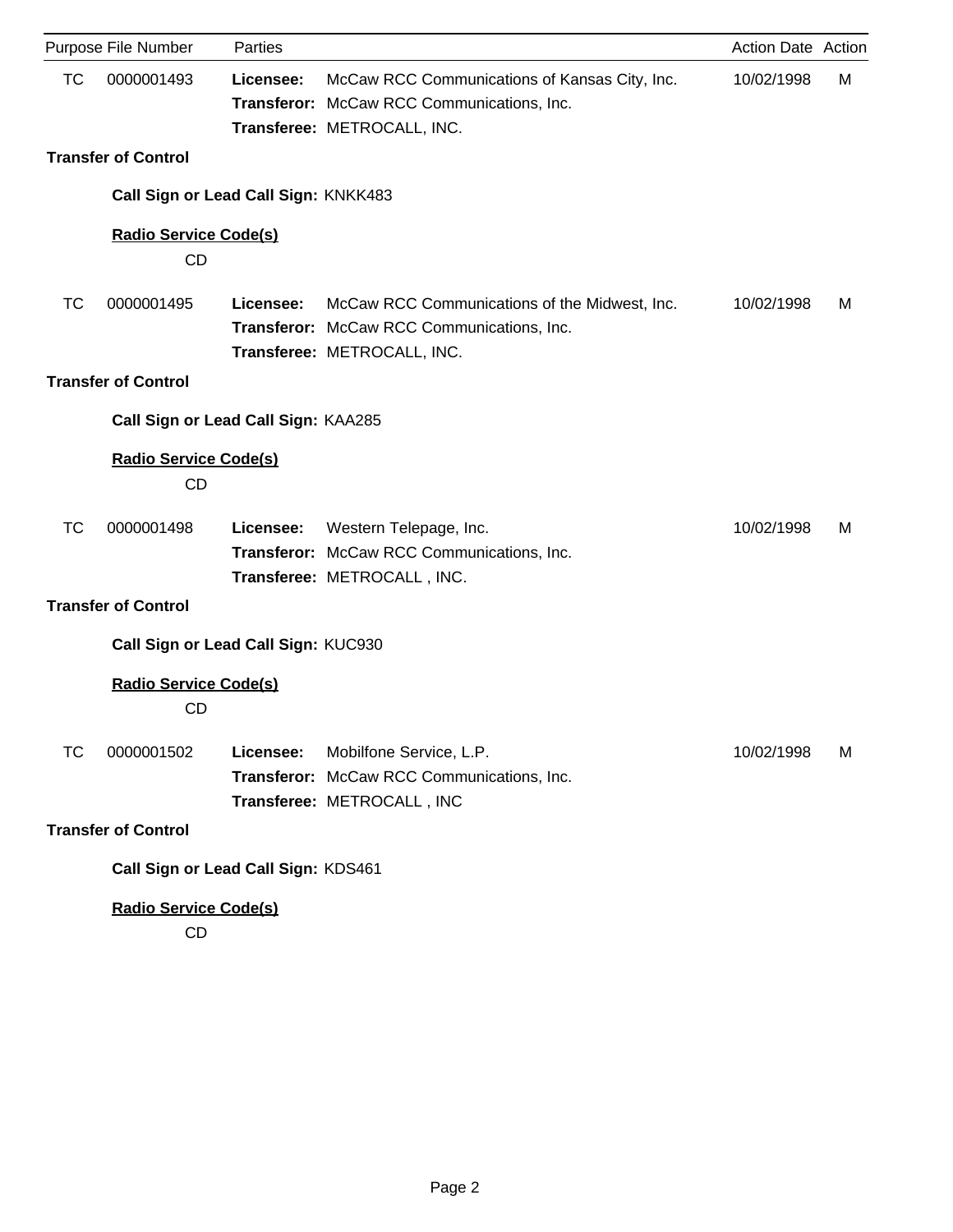| Purpose | File Number | Parties | | Action Date | Action |
|---|---|---|---|---|---|
| TC | 0000001493 | **Licensee:** | McCaw RCC Communications of Kansas City, Inc. | 10/02/1998 | M |
| | | **Transferor:** | McCaw RCC Communications, Inc. | | |
| | | **Transferee:** | METROCALL, INC. | | |

**Transfer of Control**

**Call Sign or Lead Call Sign:** KNKK483

**Radio Service Code(s)**

CD

| Purpose | File Number | Parties | | Action Date | Action |
|---|---|---|---|---|---|
| TC | 0000001495 | **Licensee:** | McCaw RCC Communications of the Midwest, Inc. | 10/02/1998 | M |
| | | **Transferor:** | McCaw RCC Communications, Inc. | | |
| | | **Transferee:** | METROCALL, INC. | | |

**Transfer of Control**

**Call Sign or Lead Call Sign:** KAA285

**Radio Service Code(s)**

CD

| Purpose | File Number | Parties | | Action Date | Action |
|---|---|---|---|---|---|
| TC | 0000001498 | **Licensee:** | Western Telepage, Inc. | 10/02/1998 | M |
| | | **Transferor:** | McCaw RCC Communications, Inc. | | |
| | | **Transferee:** | METROCALL , INC. | | |

**Transfer of Control**

**Call Sign or Lead Call Sign:** KUC930

**Radio Service Code(s)**

CD

| Purpose | File Number | Parties | | Action Date | Action |
|---|---|---|---|---|---|
| TC | 0000001502 | **Licensee:** | Mobilfone Service, L.P. | 10/02/1998 | M |
| | | **Transferor:** | McCaw RCC Communications, Inc. | | |
| | | **Transferee:** | METROCALL , INC | | |

**Transfer of Control**

**Call Sign or Lead Call Sign:** KDS461

**Radio Service Code(s)**

CD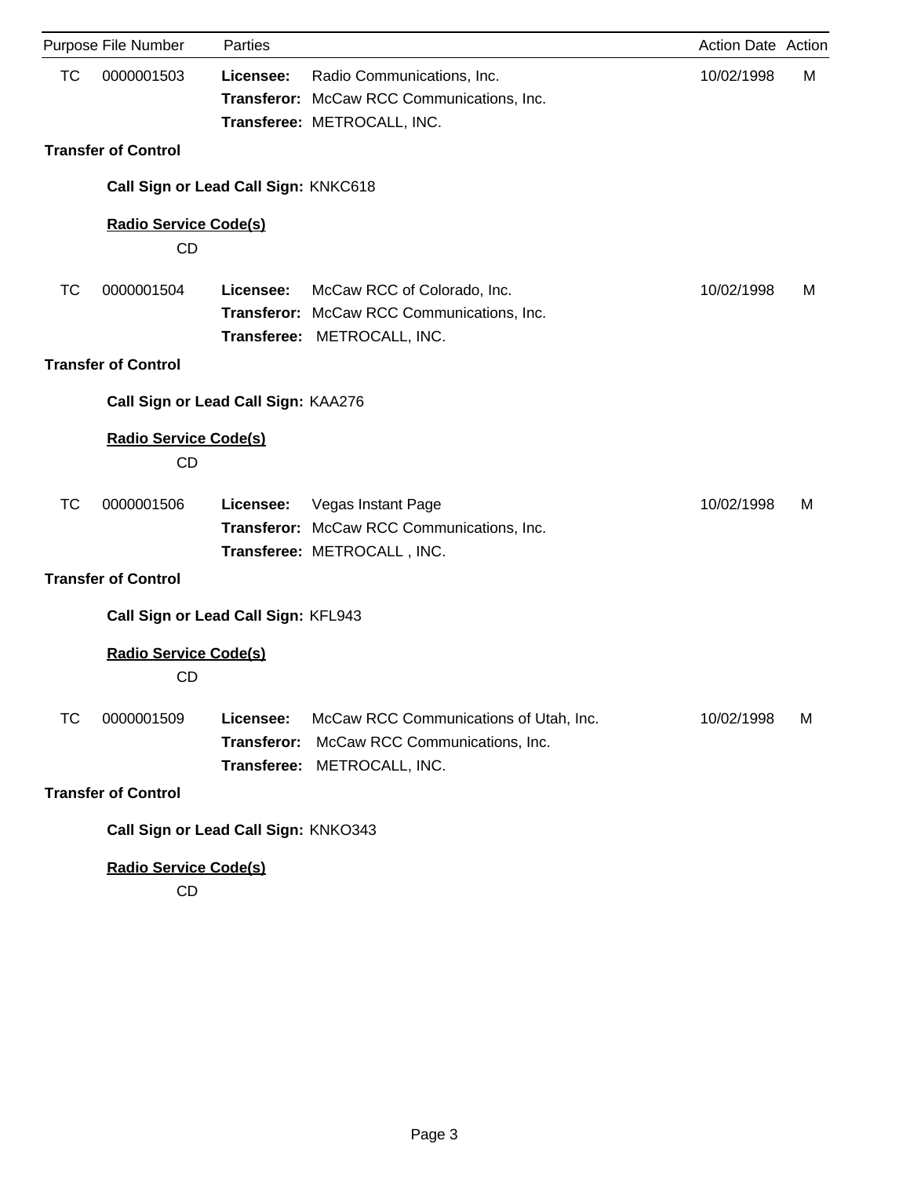| Purpose | File Number | Parties | | Action Date | Action |
|---|---|---|---|---|---|
| TC | 0000001503 | **Licensee:** | Radio Communications, Inc. | 10/02/1998 | M |
| | | **Transferor:** | McCaw RCC Communications, Inc. | | |
| | | **Transferee:** | METROCALL, INC. | | |

**Transfer of Control**

**Call Sign or Lead Call Sign:** KNKC618

**Radio Service Code(s)**

CD

| Purpose | File Number | Parties | | Action Date | Action |
|---|---|---|---|---|---|
| TC | 0000001504 | **Licensee:** | McCaw RCC of Colorado, Inc. | 10/02/1998 | M |
| | | **Transferor:** | McCaw RCC Communications, Inc. | | |
| | | **Transferee:** | METROCALL, INC. | | |

**Transfer of Control**

**Call Sign or Lead Call Sign:** KAA276

**Radio Service Code(s)**

CD

| Purpose | File Number | Parties | | Action Date | Action |
|---|---|---|---|---|---|
| TC | 0000001506 | **Licensee:** | Vegas Instant Page | 10/02/1998 | M |
| | | **Transferor:** | McCaw RCC Communications, Inc. | | |
| | | **Transferee:** | METROCALL , INC. | | |

**Transfer of Control**

**Call Sign or Lead Call Sign:** KFL943

**Radio Service Code(s)**

CD

| Purpose | File Number | Parties | | Action Date | Action |
|---|---|---|---|---|---|
| TC | 0000001509 | **Licensee:** | McCaw RCC Communications of Utah, Inc. | 10/02/1998 | M |
| | | **Transferor:** | McCaw RCC Communications, Inc. | | |
| | | **Transferee:** | METROCALL, INC. | | |

**Transfer of Control**

**Call Sign or Lead Call Sign:** KNKO343

**Radio Service Code(s)**

CD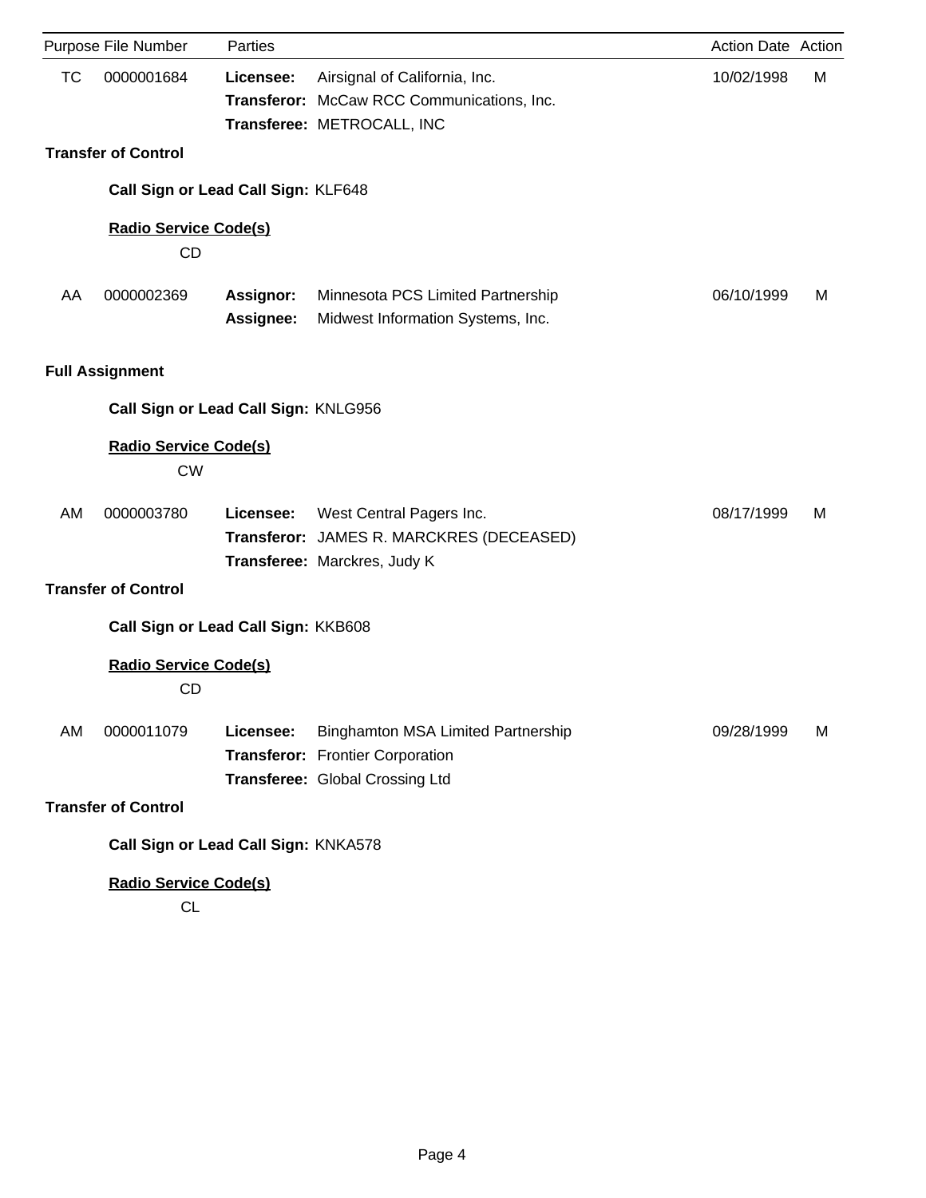| Purpose | File Number | Parties | | Action Date | Action |
|---|---|---|---|---|---|
| TC | 0000001684 | **Licensee:** | Airsignal of California, Inc. | 10/02/1998 | M |
| | | **Transferor:** | McCaw RCC Communications, Inc. | | |
| | | **Transferee:** | METROCALL, INC | | |

**Transfer of Control**

**Call Sign or Lead Call Sign:** KLF648

**Radio Service Code(s)**

CD

| Purpose | File Number | Parties | | Action Date | Action |
|---|---|---|---|---|---|
| AA | 0000002369 | **Assignor:** | Minnesota PCS Limited Partnership | 06/10/1999 | M |
| | | **Assignee:** | Midwest Information Systems, Inc. | | |

**Full Assignment**

**Call Sign or Lead Call Sign:** KNLG956

**Radio Service Code(s)**

CW

| Purpose | File Number | Parties | | Action Date | Action |
|---|---|---|---|---|---|
| AM | 0000003780 | **Licensee:** | West Central Pagers Inc. | 08/17/1999 | M |
| | | **Transferor:** | JAMES R. MARCKRES (DECEASED) | | |
| | | **Transferee:** | Marckres, Judy K | | |

**Transfer of Control**

**Call Sign or Lead Call Sign:** KKB608

**Radio Service Code(s)**

CD

| Purpose | File Number | Parties | | Action Date | Action |
|---|---|---|---|---|---|
| AM | 0000011079 | **Licensee:** | Binghamton MSA Limited Partnership | 09/28/1999 | M |
| | | **Transferor:** | Frontier Corporation | | |
| | | **Transferee:** | Global Crossing Ltd | | |

**Transfer of Control**

**Call Sign or Lead Call Sign:** KNKA578

**Radio Service Code(s)**

CL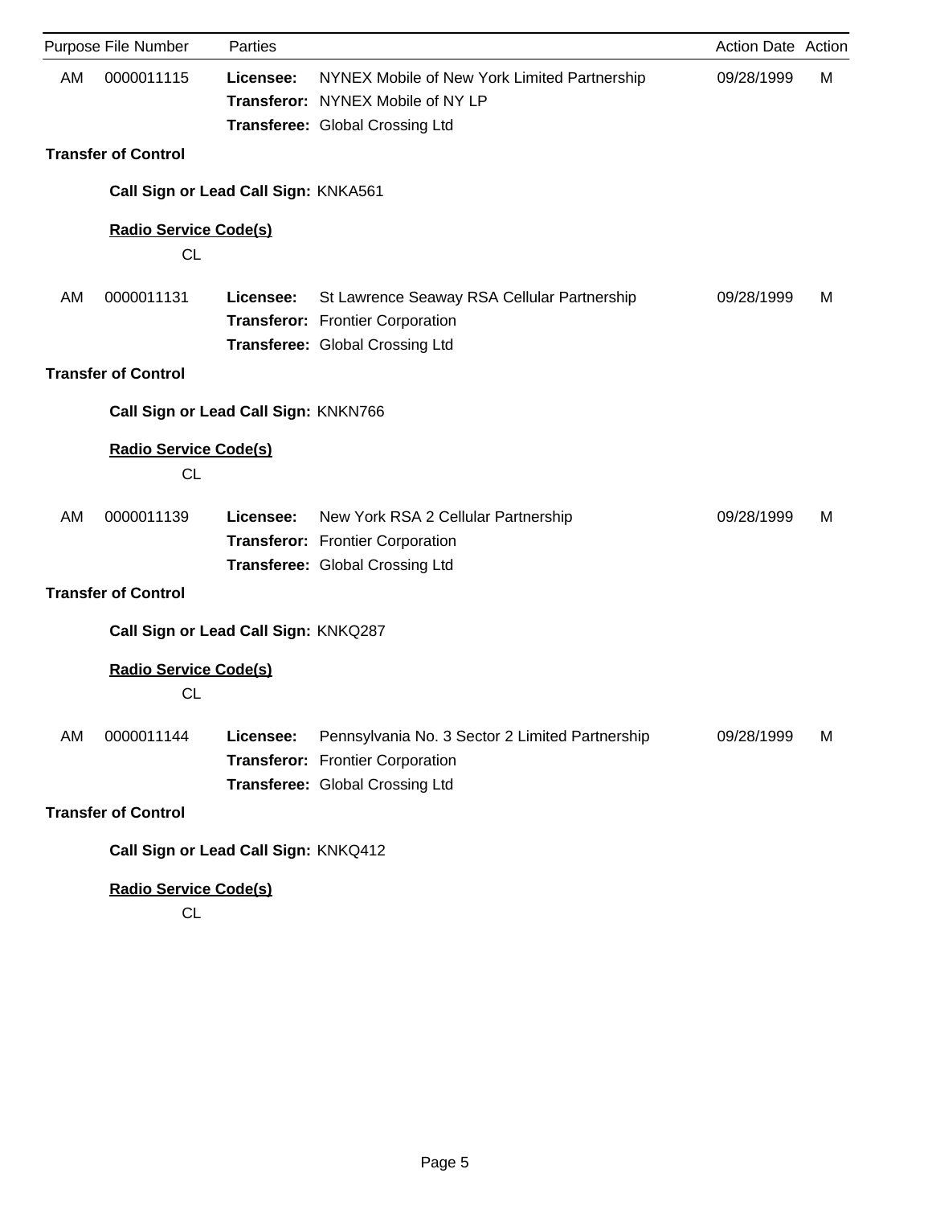| Purpose | File Number | Parties | | Action Date | Action |
|---|---|---|---|---|---|
| AM | 0000011115 | **Licensee:** | NYNEX Mobile of New York Limited Partnership | 09/28/1999 | M |
| | | **Transferor:** | NYNEX Mobile of NY LP | | |
| | | **Transferee:** | Global Crossing Ltd | | |

**Transfer of Control**

**Call Sign or Lead Call Sign:** KNKA561

**Radio Service Code(s)**

CL

| Purpose | File Number | Parties | | Action Date | Action |
|---|---|---|---|---|---|
| AM | 0000011131 | **Licensee:** | St Lawrence Seaway RSA Cellular Partnership | 09/28/1999 | M |
| | | **Transferor:** | Frontier Corporation | | |
| | | **Transferee:** | Global Crossing Ltd | | |

**Transfer of Control**

**Call Sign or Lead Call Sign:** KNKN766

**Radio Service Code(s)**

CL

| Purpose | File Number | Parties | | Action Date | Action |
|---|---|---|---|---|---|
| AM | 0000011139 | **Licensee:** | New York RSA 2 Cellular Partnership | 09/28/1999 | M |
| | | **Transferor:** | Frontier Corporation | | |
| | | **Transferee:** | Global Crossing Ltd | | |

**Transfer of Control**

**Call Sign or Lead Call Sign:** KNKQ287

**Radio Service Code(s)**

CL

| Purpose | File Number | Parties | | Action Date | Action |
|---|---|---|---|---|---|
| AM | 0000011144 | **Licensee:** | Pennsylvania No. 3 Sector 2 Limited Partnership | 09/28/1999 | M |
| | | **Transferor:** | Frontier Corporation | | |
| | | **Transferee:** | Global Crossing Ltd | | |

**Transfer of Control**

**Call Sign or Lead Call Sign:** KNKQ412

**Radio Service Code(s)**

CL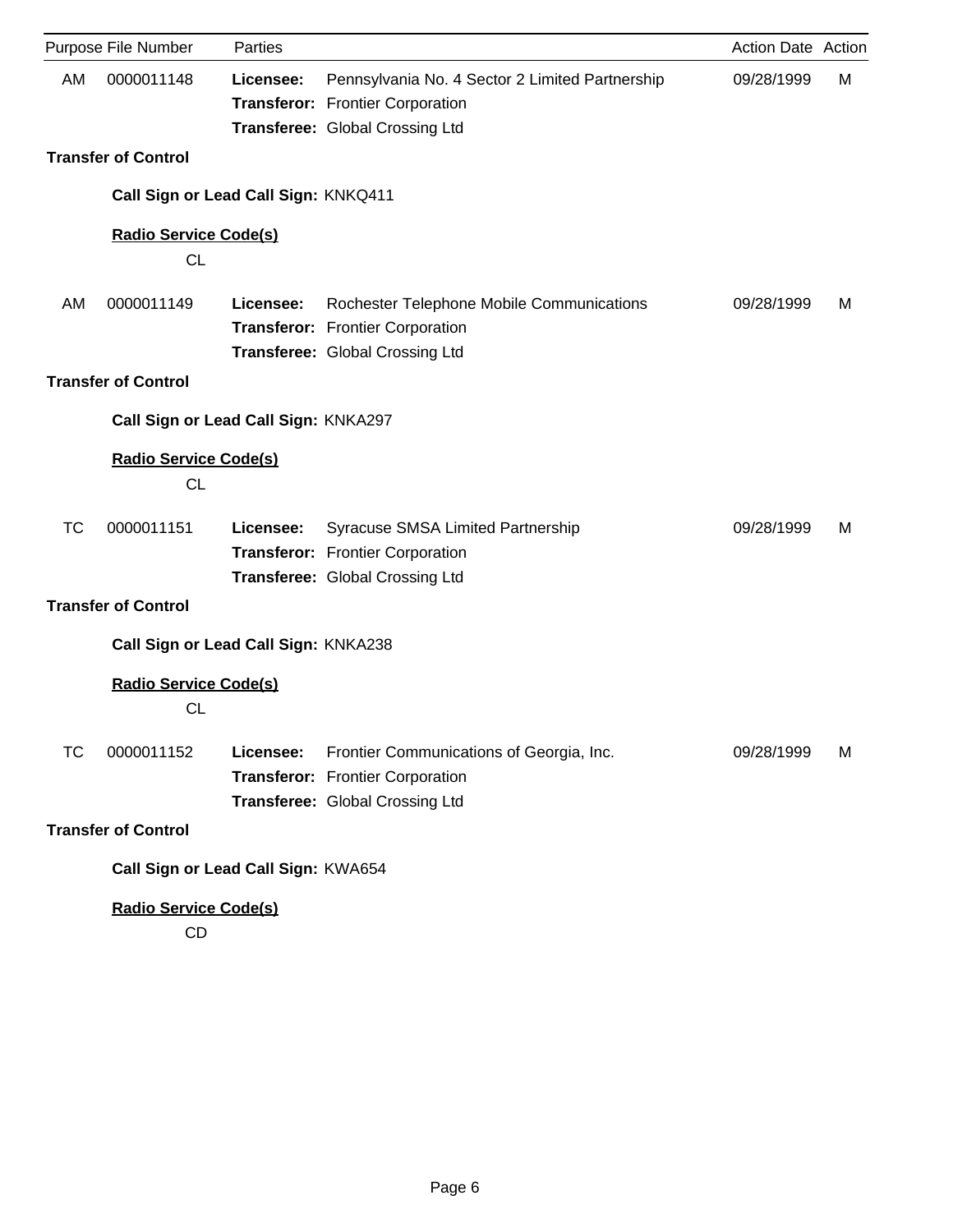| Purpose | File Number | Parties | | Action Date | Action |
|---|---|---|---|---|---|
| AM | 0000011148 | **Licensee:** | Pennsylvania No. 4 Sector 2 Limited Partnership | 09/28/1999 | M |
| | | **Transferor:** | Frontier Corporation | | |
| | | **Transferee:** | Global Crossing Ltd | | |

**Transfer of Control**

**Call Sign or Lead Call Sign:** KNKQ411

**Radio Service Code(s)**

CL

| Purpose | File Number | Parties | | Action Date | Action |
|---|---|---|---|---|---|
| AM | 0000011149 | **Licensee:** | Rochester Telephone Mobile Communications | 09/28/1999 | M |
| | | **Transferor:** | Frontier Corporation | | |
| | | **Transferee:** | Global Crossing Ltd | | |

**Transfer of Control**

**Call Sign or Lead Call Sign:** KNKA297

**Radio Service Code(s)**

CL

| Purpose | File Number | Parties | | Action Date | Action |
|---|---|---|---|---|---|
| TC | 0000011151 | **Licensee:** | Syracuse SMSA Limited Partnership | 09/28/1999 | M |
| | | **Transferor:** | Frontier Corporation | | |
| | | **Transferee:** | Global Crossing Ltd | | |

**Transfer of Control**

**Call Sign or Lead Call Sign:** KNKA238

**Radio Service Code(s)**

CL

| Purpose | File Number | Parties | | Action Date | Action |
|---|---|---|---|---|---|
| TC | 0000011152 | **Licensee:** | Frontier Communications of Georgia, Inc. | 09/28/1999 | M |
| | | **Transferor:** | Frontier Corporation | | |
| | | **Transferee:** | Global Crossing Ltd | | |

**Transfer of Control**

**Call Sign or Lead Call Sign:** KWA654

**Radio Service Code(s)**

CD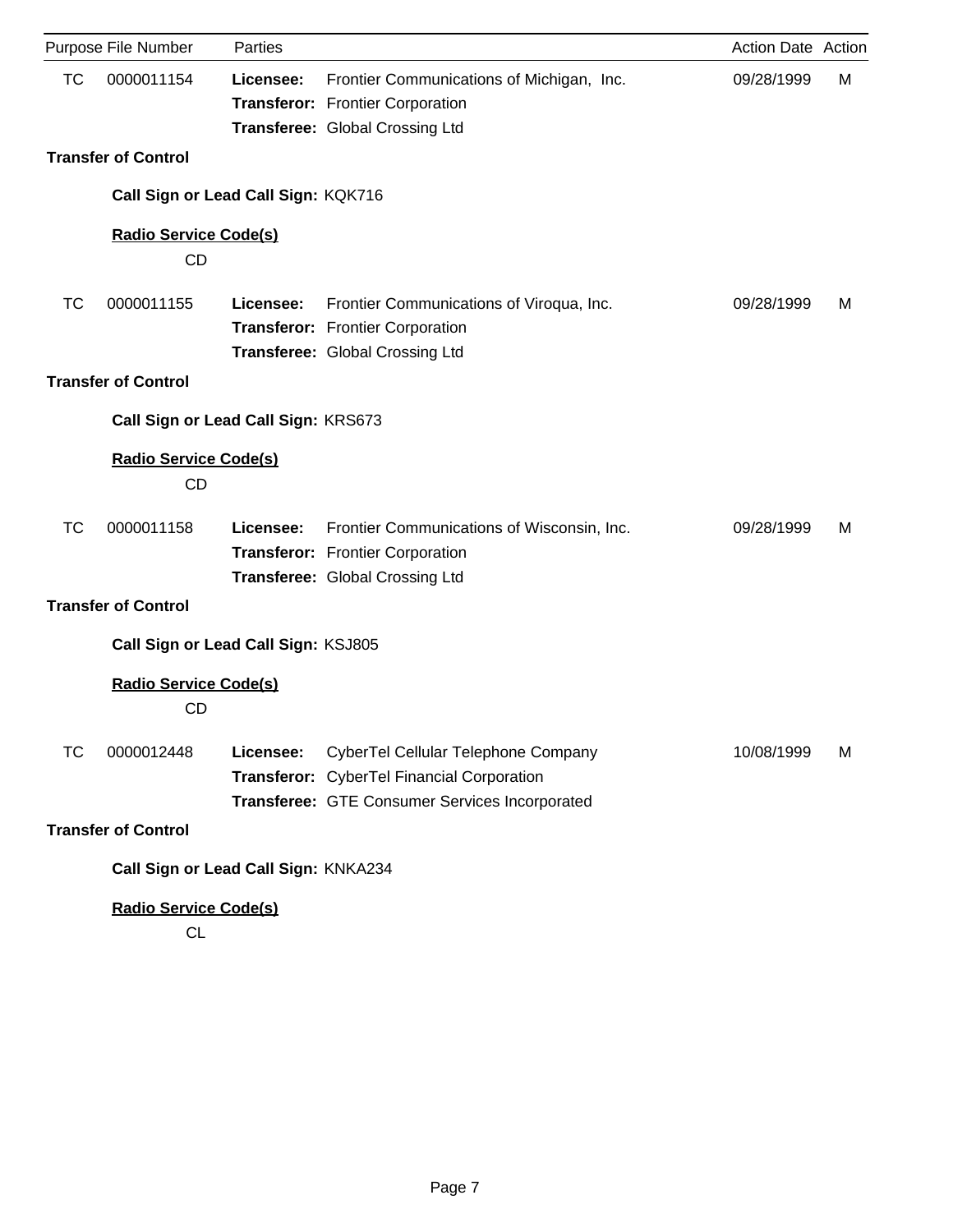| Purpose | File Number | Parties | | Action Date | Action |
|---|---|---|---|---|---|
| TC | 0000011154 | **Licensee:** | Frontier Communications of Michigan, Inc. | 09/28/1999 | M |
| | | **Transferor:** | Frontier Corporation | | |
| | | **Transferee:** | Global Crossing Ltd | | |

**Transfer of Control**

**Call Sign or Lead Call Sign:** KQK716

**Radio Service Code(s)**

CD

| Purpose | File Number | Parties | | Action Date | Action |
|---|---|---|---|---|---|
| TC | 0000011155 | **Licensee:** | Frontier Communications of Viroqua, Inc. | 09/28/1999 | M |
| | | **Transferor:** | Frontier Corporation | | |
| | | **Transferee:** | Global Crossing Ltd | | |

**Transfer of Control**

**Call Sign or Lead Call Sign:** KRS673

**Radio Service Code(s)**

CD

| Purpose | File Number | Parties | | Action Date | Action |
|---|---|---|---|---|---|
| TC | 0000011158 | **Licensee:** | Frontier Communications of Wisconsin, Inc. | 09/28/1999 | M |
| | | **Transferor:** | Frontier Corporation | | |
| | | **Transferee:** | Global Crossing Ltd | | |

**Transfer of Control**

**Call Sign or Lead Call Sign:** KSJ805

**Radio Service Code(s)**

CD

| Purpose | File Number | Parties | | Action Date | Action |
|---|---|---|---|---|---|
| TC | 0000012448 | **Licensee:** | CyberTel Cellular Telephone Company | 10/08/1999 | M |
| | | **Transferor:** | CyberTel Financial Corporation | | |
| | | **Transferee:** | GTE Consumer Services Incorporated | | |

**Transfer of Control**

**Call Sign or Lead Call Sign:** KNKA234

**Radio Service Code(s)**

CL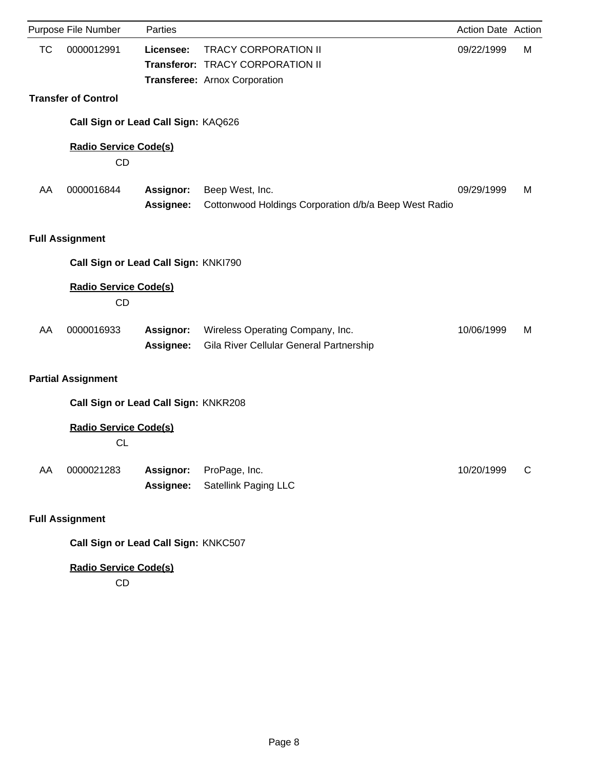| Purpose | File Number | Parties | | Action Date | Action |
|---|---|---|---|---|---|
| TC | 0000012991 | **Licensee:** | TRACY CORPORATION II | 09/22/1999 | M |
| | | **Transferor:** | TRACY CORPORATION II | | |
| | | **Transferee:** | Arnox Corporation | | |

**Transfer of Control**

**Call Sign or Lead Call Sign:** KAQ626

**Radio Service Code(s)**

CD

| Purpose | File Number | Parties | | Action Date | Action |
|---|---|---|---|---|---|
| AA | 0000016844 | **Assignor:** | Beep West, Inc. | 09/29/1999 | M |
| | | **Assignee:** | Cottonwood Holdings Corporation d/b/a Beep West Radio | | |

**Full Assignment**

**Call Sign or Lead Call Sign:** KNKI790

**Radio Service Code(s)**

CD

| Purpose | File Number | Parties | | Action Date | Action |
|---|---|---|---|---|---|
| AA | 0000016933 | **Assignor:** | Wireless Operating Company, Inc. | 10/06/1999 | M |
| | | **Assignee:** | Gila River Cellular General Partnership | | |

**Partial Assignment**

**Call Sign or Lead Call Sign:** KNKR208

**Radio Service Code(s)**

CL

| Purpose | File Number | Parties | | Action Date | Action |
|---|---|---|---|---|---|
| AA | 0000021283 | **Assignor:** | ProPage, Inc. | 10/20/1999 | C |
| | | **Assignee:** | Satellink Paging LLC | | |

**Full Assignment**

**Call Sign or Lead Call Sign:** KNKC507

**Radio Service Code(s)**

CD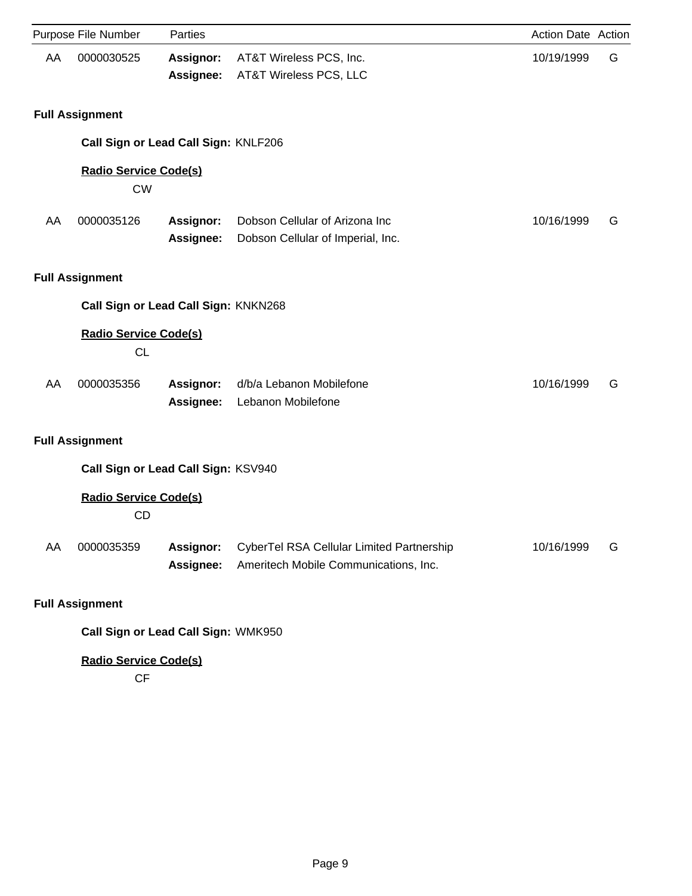| Purpose | File Number | Parties | | Action Date | Action |
|---|---|---|---|---|---|
| AA | 0000030525 | **Assignor:** | AT&T Wireless PCS, Inc. | 10/19/1999 | G |
| | | **Assignee:** | AT&T Wireless PCS, LLC | | |

**Full Assignment**

**Call Sign or Lead Call Sign:** KNLF206

**Radio Service Code(s)**

CW

| Purpose | File Number | Parties | | Action Date | Action |
|---|---|---|---|---|---|
| AA | 0000035126 | **Assignor:** | Dobson Cellular of Arizona Inc | 10/16/1999 | G |
| | | **Assignee:** | Dobson Cellular of Imperial, Inc. | | |

**Full Assignment**

**Call Sign or Lead Call Sign:** KNKN268

**Radio Service Code(s)**

CL

| Purpose | File Number | Parties | | Action Date | Action |
|---|---|---|---|---|---|
| AA | 0000035356 | **Assignor:** | d/b/a Lebanon Mobilefone | 10/16/1999 | G |
| | | **Assignee:** | Lebanon Mobilefone | | |

**Full Assignment**

**Call Sign or Lead Call Sign:** KSV940

**Radio Service Code(s)**

CD

| Purpose | File Number | Parties | | Action Date | Action |
|---|---|---|---|---|---|
| AA | 0000035359 | **Assignor:** | CyberTel RSA Cellular Limited Partnership | 10/16/1999 | G |
| | | **Assignee:** | Ameritech Mobile Communications, Inc. | | |

**Full Assignment**

**Call Sign or Lead Call Sign:** WMK950

**Radio Service Code(s)**

CF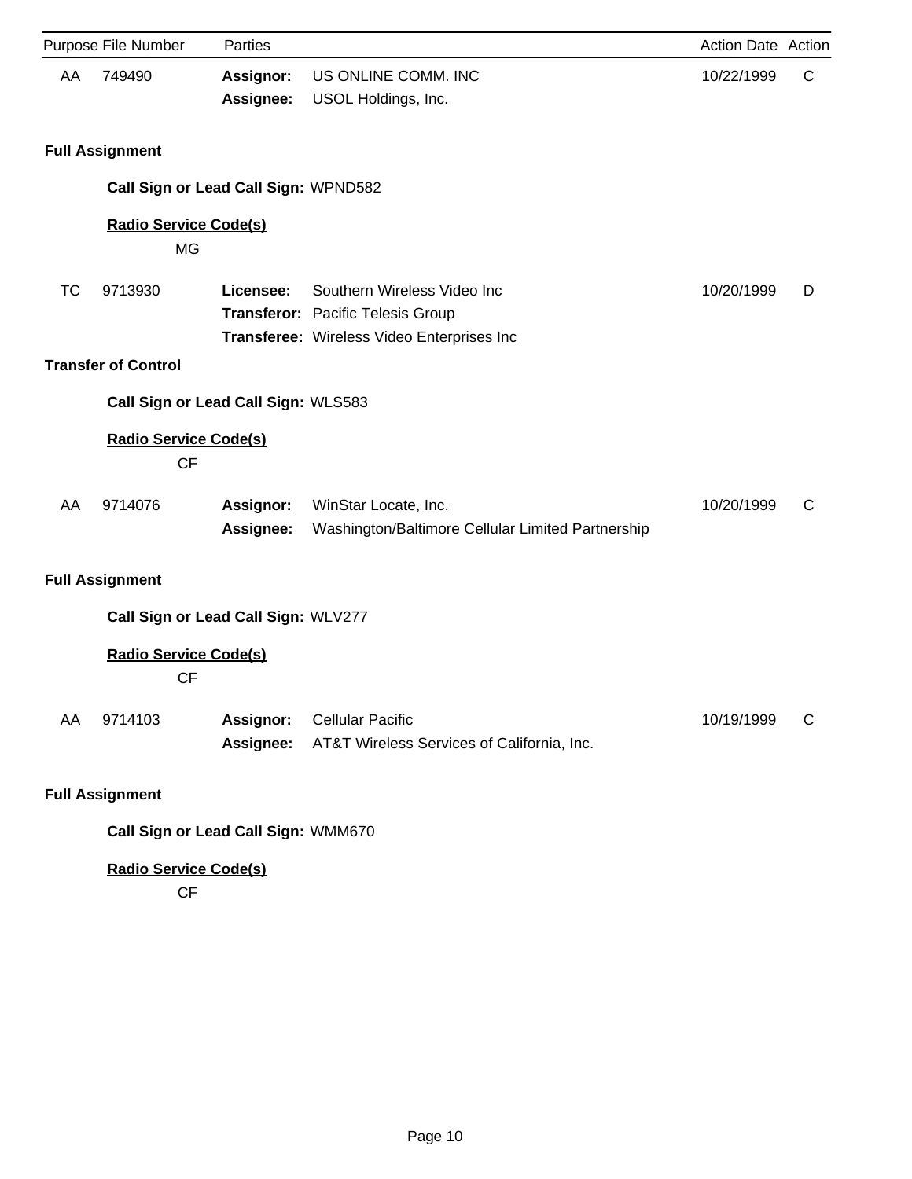| Purpose | File Number | Parties | | Action Date | Action |
|---|---|---|---|---|---|
| AA | 749490 | **Assignor:** | US ONLINE COMM. INC | 10/22/1999 | C |
| | | **Assignee:** | USOL Holdings, Inc. | | |

**Full Assignment**

**Call Sign or Lead Call Sign:** WPND582

**Radio Service Code(s)**

MG

| Purpose | File Number | Parties | | Action Date | Action |
|---|---|---|---|---|---|
| TC | 9713930 | **Licensee:** | Southern Wireless Video Inc | 10/20/1999 | D |
| | | **Transferor:** | Pacific Telesis Group | | |
| | | **Transferee:** | Wireless Video Enterprises Inc | | |

**Transfer of Control**

**Call Sign or Lead Call Sign:** WLS583

**Radio Service Code(s)**

CF

| Purpose | File Number | Parties | | Action Date | Action |
|---|---|---|---|---|---|
| AA | 9714076 | **Assignor:** | WinStar Locate, Inc. | 10/20/1999 | C |
| | | **Assignee:** | Washington/Baltimore Cellular Limited Partnership | | |

**Full Assignment**

**Call Sign or Lead Call Sign:** WLV277

**Radio Service Code(s)**

CF

| Purpose | File Number | Parties | | Action Date | Action |
|---|---|---|---|---|---|
| AA | 9714103 | **Assignor:** | Cellular Pacific | 10/19/1999 | C |
| | | **Assignee:** | AT&T Wireless Services of California, Inc. | | |

**Full Assignment**

**Call Sign or Lead Call Sign:** WMM670

**Radio Service Code(s)**

CF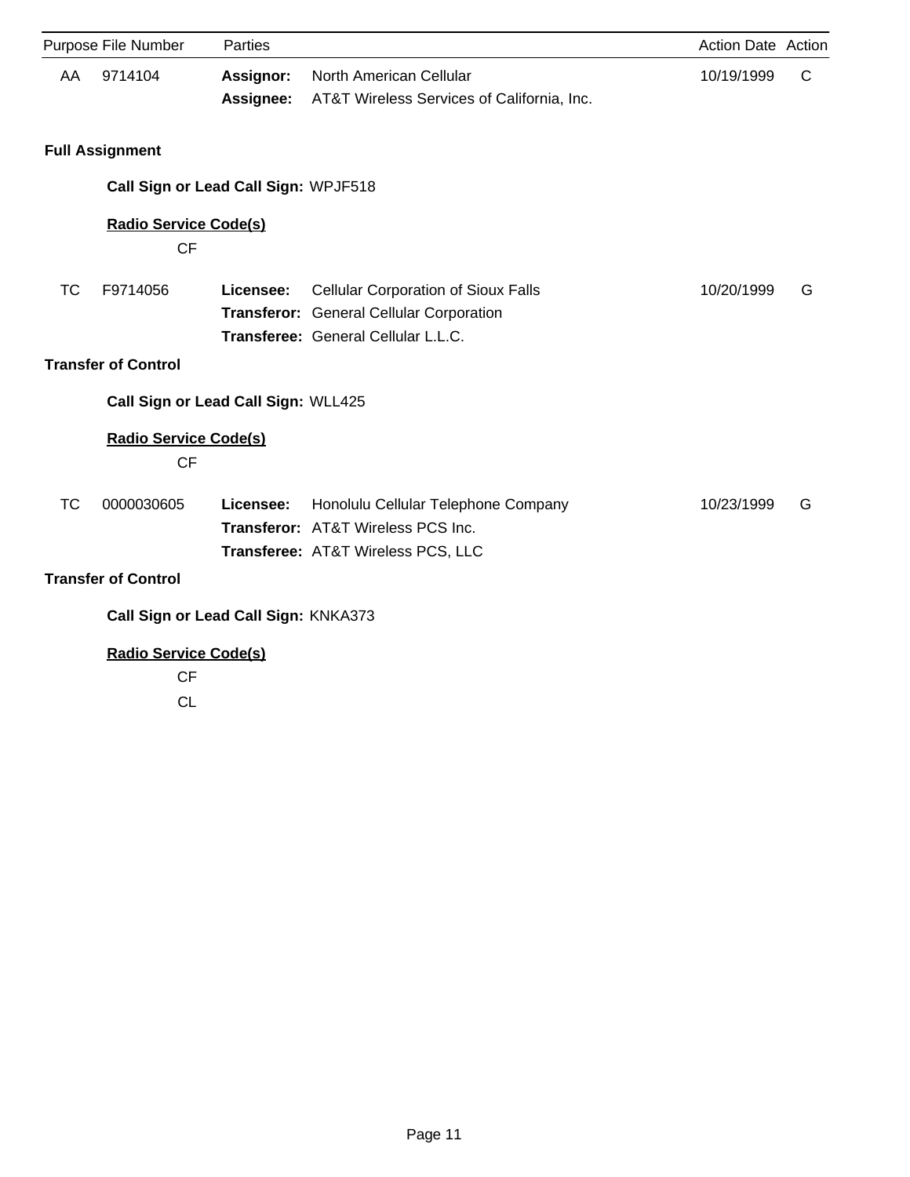| Purpose | File Number | Parties | | Action Date | Action |
|---|---|---|---|---|---|
| AA | 9714104 | **Assignor:** | North American Cellular | 10/19/1999 | C |
| | | **Assignee:** | AT&T Wireless Services of California, Inc. | | |

**Full Assignment**

**Call Sign or Lead Call Sign:** WPJF518

**Radio Service Code(s)**

CF

| Purpose | File Number | Parties | | Action Date | Action |
|---|---|---|---|---|---|
| TC | F9714056 | **Licensee:** | Cellular Corporation of Sioux Falls | 10/20/1999 | G |
| | | **Transferor:** | General Cellular Corporation | | |
| | | **Transferee:** | General Cellular L.L.C. | | |

**Transfer of Control**

**Call Sign or Lead Call Sign:** WLL425

**Radio Service Code(s)**

CF

| Purpose | File Number | Parties | | Action Date | Action |
|---|---|---|---|---|---|
| TC | 0000030605 | **Licensee:** | Honolulu Cellular Telephone Company | 10/23/1999 | G |
| | | **Transferor:** | AT&T Wireless PCS Inc. | | |
| | | **Transferee:** | AT&T Wireless PCS, LLC | | |

**Transfer of Control**

**Call Sign or Lead Call Sign:** KNKA373

**Radio Service Code(s)**

CF

CL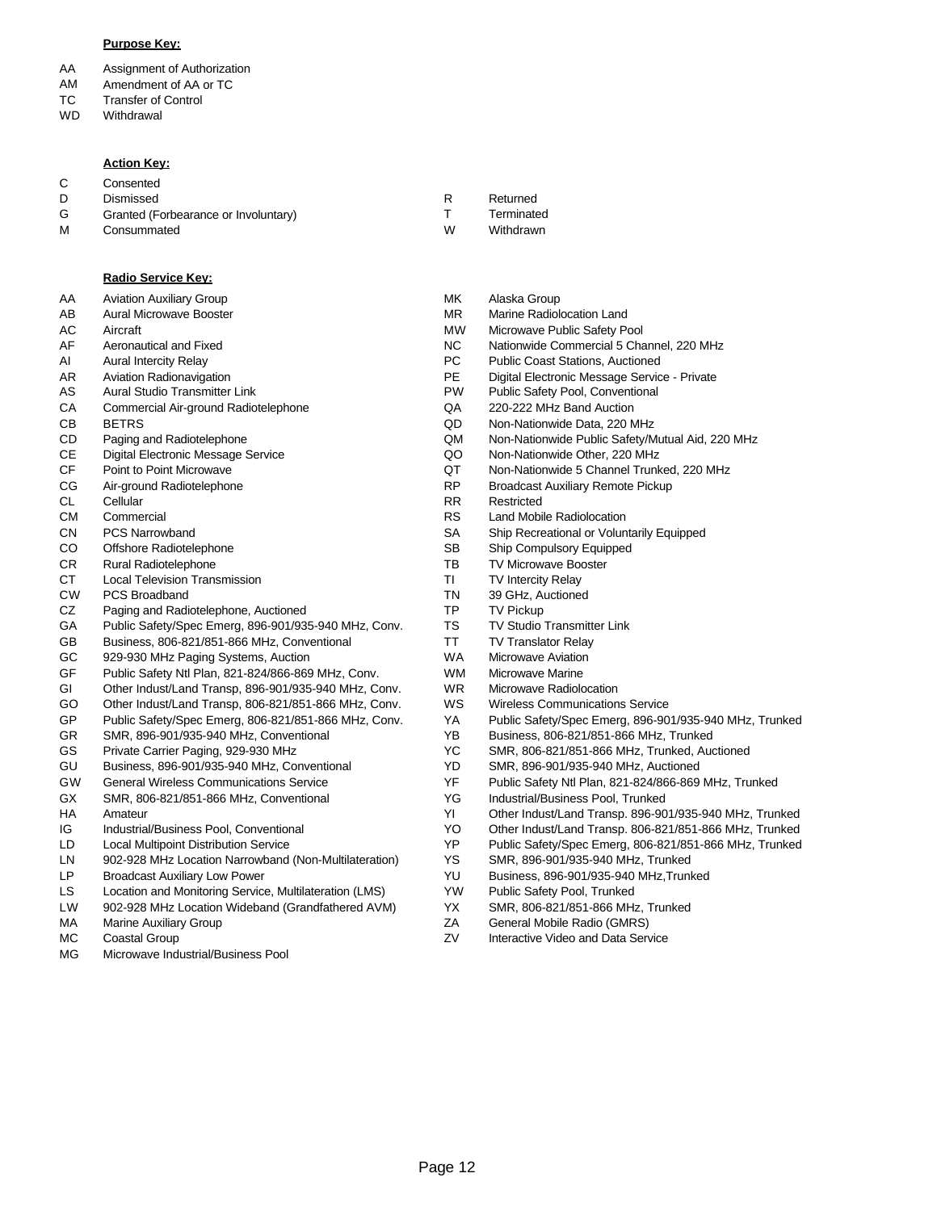**Purpose Key:**

| Code | Description |
|---|---|
| AA | Assignment of Authorization |
| AM | Amendment of AA or TC |
| TC | Transfer of Control |
| WD | Withdrawal |

**Action Key:**

| Code | Description | Code | Description |
|---|---|---|---|
| C | Consented | | |
| D | Dismissed | R | Returned |
| G | Granted (Forbearance or Involuntary) | T | Terminated |
| M | Consummated | W | Withdrawn |

**Radio Service Key:**

| Code | Description | Code | Description |
|---|---|---|---|
| AA | Aviation Auxiliary Group | MK | Alaska Group |
| AB | Aural Microwave Booster | MR | Marine Radiolocation Land |
| AC | Aircraft | MW | Microwave Public Safety Pool |
| AF | Aeronautical and Fixed | NC | Nationwide Commercial 5 Channel, 220 MHz |
| AI | Aural Intercity Relay | PC | Public Coast Stations, Auctioned |
| AR | Aviation Radionavigation | PE | Digital Electronic Message Service - Private |
| AS | Aural Studio Transmitter Link | PW | Public Safety Pool, Conventional |
| CA | Commercial Air-ground Radiotelephone | QA | 220-222 MHz Band Auction |
| CB | BETRS | QD | Non-Nationwide Data, 220 MHz |
| CD | Paging and Radiotelephone | QM | Non-Nationwide Public Safety/Mutual Aid, 220 MHz |
| CE | Digital Electronic Message Service | QO | Non-Nationwide Other, 220 MHz |
| CF | Point to Point Microwave | QT | Non-Nationwide 5 Channel Trunked, 220 MHz |
| CG | Air-ground Radiotelephone | RP | Broadcast Auxiliary Remote Pickup |
| CL | Cellular | RR | Restricted |
| CM | Commercial | RS | Land Mobile Radiolocation |
| CN | PCS Narrowband | SA | Ship Recreational or Voluntarily Equipped |
| CO | Offshore Radiotelephone | SB | Ship Compulsory Equipped |
| CR | Rural Radiotelephone | TB | TV Microwave Booster |
| CT | Local Television Transmission | TI | TV Intercity Relay |
| CW | PCS Broadband | TN | 39 GHz, Auctioned |
| CZ | Paging and Radiotelephone, Auctioned | TP | TV Pickup |
| GA | Public Safety/Spec Emerg, 896-901/935-940 MHz, Conv. | TS | TV Studio Transmitter Link |
| GB | Business, 806-821/851-866 MHz, Conventional | TT | TV Translator Relay |
| GC | 929-930 MHz Paging Systems, Auction | WA | Microwave Aviation |
| GF | Public Safety Ntl Plan, 821-824/866-869 MHz, Conv. | WM | Microwave Marine |
| GI | Other Indust/Land Transp, 896-901/935-940 MHz, Conv. | WR | Microwave Radiolocation |
| GO | Other Indust/Land Transp, 806-821/851-866 MHz, Conv. | WS | Wireless Communications Service |
| GP | Public Safety/Spec Emerg, 806-821/851-866 MHz, Conv. | YA | Public Safety/Spec Emerg, 896-901/935-940 MHz, Trunked |
| GR | SMR, 896-901/935-940 MHz, Conventional | YB | Business, 806-821/851-866 MHz, Trunked |
| GS | Private Carrier Paging, 929-930 MHz | YC | SMR, 806-821/851-866 MHz, Trunked, Auctioned |
| GU | Business, 896-901/935-940 MHz, Conventional | YD | SMR, 896-901/935-940 MHz, Auctioned |
| GW | General Wireless Communications Service | YF | Public Safety Ntl Plan, 821-824/866-869 MHz, Trunked |
| GX | SMR, 806-821/851-866 MHz, Conventional | YG | Industrial/Business Pool, Trunked |
| HA | Amateur | YI | Other Indust/Land Transp. 896-901/935-940 MHz, Trunked |
| IG | Industrial/Business Pool, Conventional | YO | Other Indust/Land Transp. 806-821/851-866 MHz, Trunked |
| LD | Local Multipoint Distribution Service | YP | Public Safety/Spec Emerg, 806-821/851-866 MHz, Trunked |
| LN | 902-928 MHz Location Narrowband (Non-Multilateration) | YS | SMR, 896-901/935-940 MHz, Trunked |
| LP | Broadcast Auxiliary Low Power | YU | Business, 896-901/935-940 MHz,Trunked |
| LS | Location and Monitoring Service, Multilateration (LMS) | YW | Public Safety Pool, Trunked |
| LW | 902-928 MHz Location Wideband (Grandfathered AVM) | YX | SMR, 806-821/851-866 MHz, Trunked |
| MA | Marine Auxiliary Group | ZA | General Mobile Radio (GMRS) |
| MC | Coastal Group | ZV | Interactive Video and Data Service |
| MG | Microwave Industrial/Business Pool | | |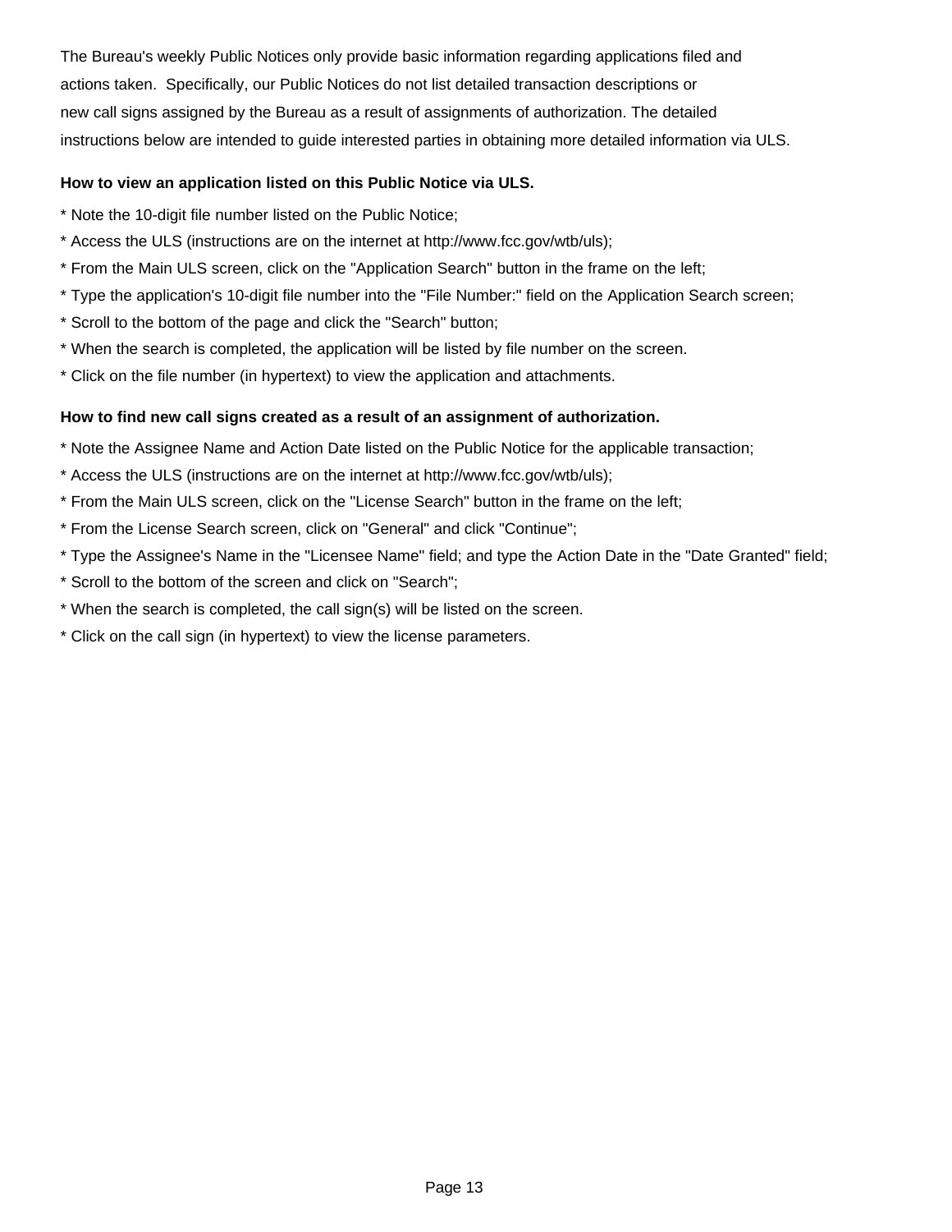The Bureau's weekly Public Notices only provide basic information regarding applications filed and actions taken. Specifically, our Public Notices do not list detailed transaction descriptions or new call signs assigned by the Bureau as a result of assignments of authorization. The detailed instructions below are intended to guide interested parties in obtaining more detailed information via ULS.

**How to view an application listed on this Public Notice via ULS.**

* Note the 10-digit file number listed on the Public Notice;
* Access the ULS (instructions are on the internet at http://www.fcc.gov/wtb/uls);
* From the Main ULS screen, click on the "Application Search" button in the frame on the left;
* Type the application's 10-digit file number into the "File Number:" field on the Application Search screen;
* Scroll to the bottom of the page and click the "Search" button;
* When the search is completed, the application will be listed by file number on the screen.
* Click on the file number (in hypertext) to view the application and attachments.

**How to find new call signs created as a result of an assignment of authorization.**

* Note the Assignee Name and Action Date listed on the Public Notice for the applicable transaction;
* Access the ULS (instructions are on the internet at http://www.fcc.gov/wtb/uls);
* From the Main ULS screen, click on the "License Search" button in the frame on the left;
* From the License Search screen, click on "General" and click "Continue";
* Type the Assignee's Name in the "Licensee Name" field; and type the Action Date in the "Date Granted" field;
* Scroll to the bottom of the screen and click on "Search";
* When the search is completed, the call sign(s) will be listed on the screen.
* Click on the call sign (in hypertext) to view the license parameters.